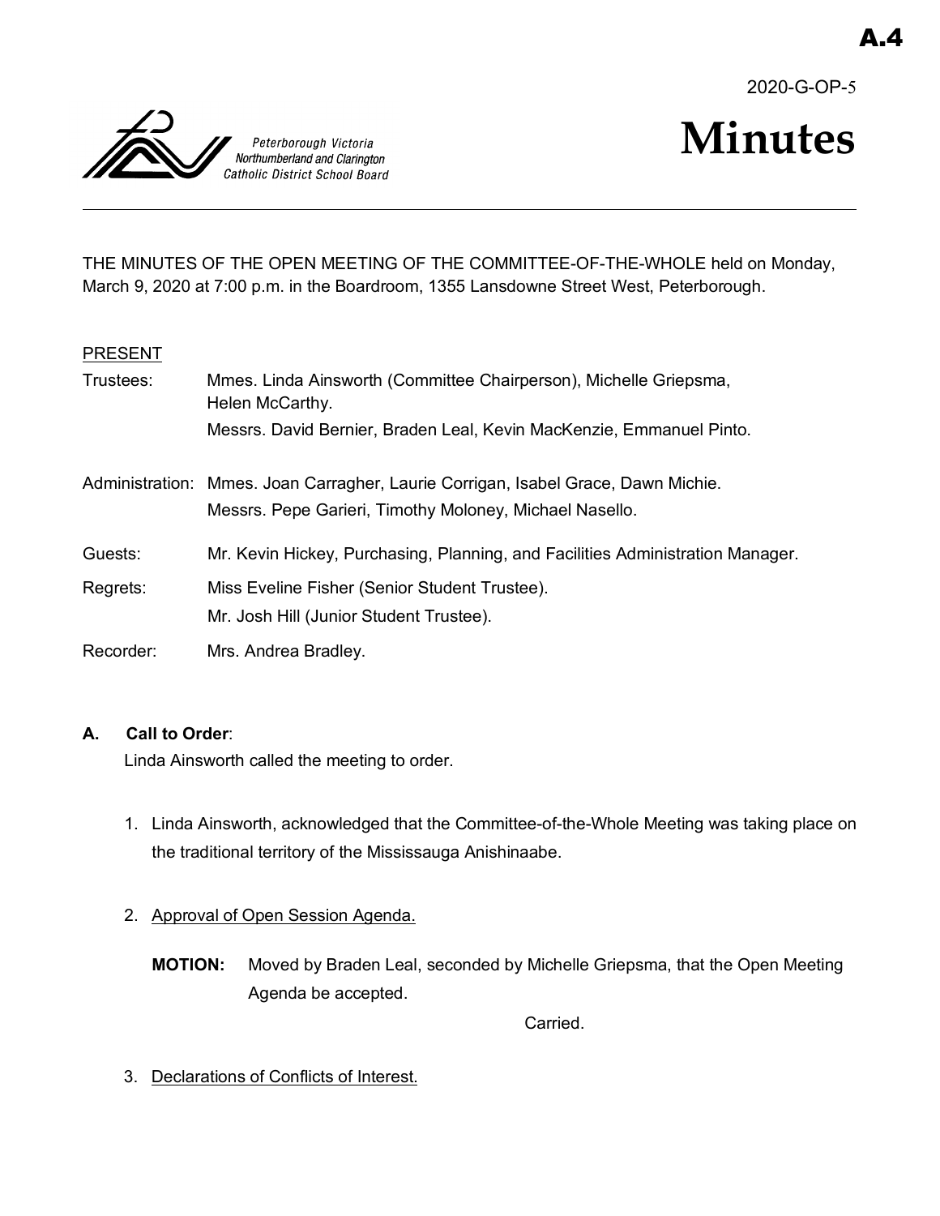A.4

2020-G-OP-5

Peterborough Victoria Northumberland and Clarington Catholic District School Board

# Minutes

THE MINUTES OF THE OPEN MEETING OF THE COMMITTEE-OF-THE-WHOLE held on Monday, March 9, 2020 at 7:00 p.m. in the Boardroom, 1355 Lansdowne Street West, Peterborough.

PRESENT

Trustees: Mmes. Linda Ainsworth (Committee Chairperson), Michelle Griepsma, Helen McCarthy.
Messrs. David Bernier, Braden Leal, Kevin MacKenzie, Emmanuel Pinto.

Administration: Mmes. Joan Carragher, Laurie Corrigan, Isabel Grace, Dawn Michie.
Messrs. Pepe Garieri, Timothy Moloney, Michael Nasello.

Guests: Mr. Kevin Hickey, Purchasing, Planning, and Facilities Administration Manager.

Regrets: Miss Eveline Fisher (Senior Student Trustee).
Mr. Josh Hill (Junior Student Trustee).

Recorder: Mrs. Andrea Bradley.

**A. Call to Order**:

Linda Ainsworth called the meeting to order.

1. Linda Ainsworth, acknowledged that the Committee-of-the-Whole Meeting was taking place on the traditional territory of the Mississauga Anishinaabe.

2. Approval of Open Session Agenda.

   **MOTION:** Moved by Braden Leal, seconded by Michelle Griepsma, that the Open Meeting Agenda be accepted.

   Carried.

3. Declarations of Conflicts of Interest.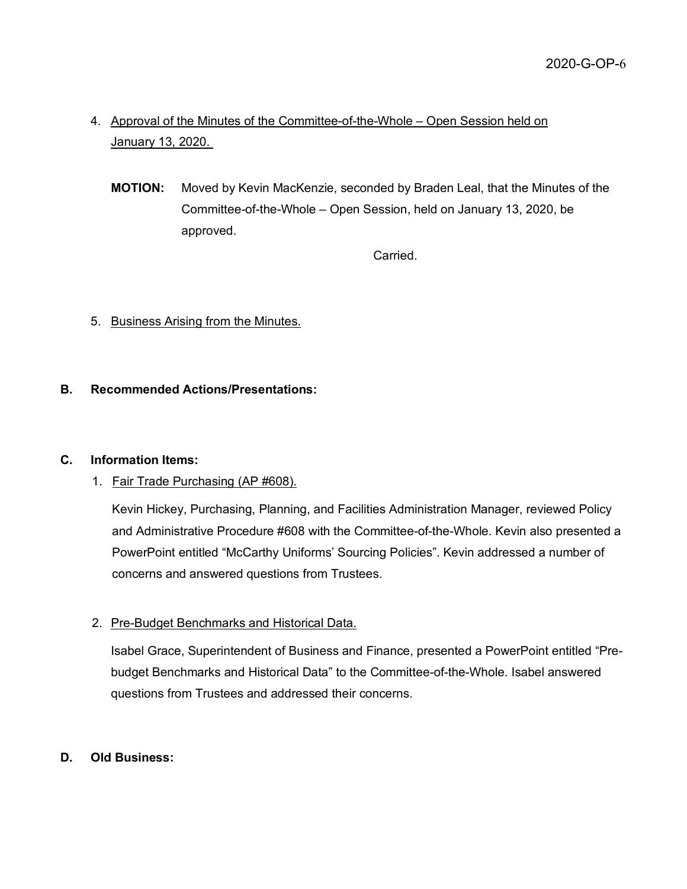4. <u>Approval of the Minutes of the Committee-of-the-Whole – Open Session held on January 13, 2020.</u>

   **MOTION:** Moved by Kevin MacKenzie, seconded by Braden Leal, that the Minutes of the Committee-of-the-Whole – Open Session, held on January 13, 2020, be approved.

   Carried.

5. <u>Business Arising from the Minutes.</u>

## B. Recommended Actions/Presentations:

## C. Information Items:

1. <u>Fair Trade Purchasing (AP #608).</u>

   Kevin Hickey, Purchasing, Planning, and Facilities Administration Manager, reviewed Policy and Administrative Procedure #608 with the Committee-of-the-Whole. Kevin also presented a PowerPoint entitled "McCarthy Uniforms' Sourcing Policies". Kevin addressed a number of concerns and answered questions from Trustees.

2. <u>Pre-Budget Benchmarks and Historical Data.</u>

   Isabel Grace, Superintendent of Business and Finance, presented a PowerPoint entitled "Pre-budget Benchmarks and Historical Data" to the Committee-of-the-Whole. Isabel answered questions from Trustees and addressed their concerns.

## D. Old Business: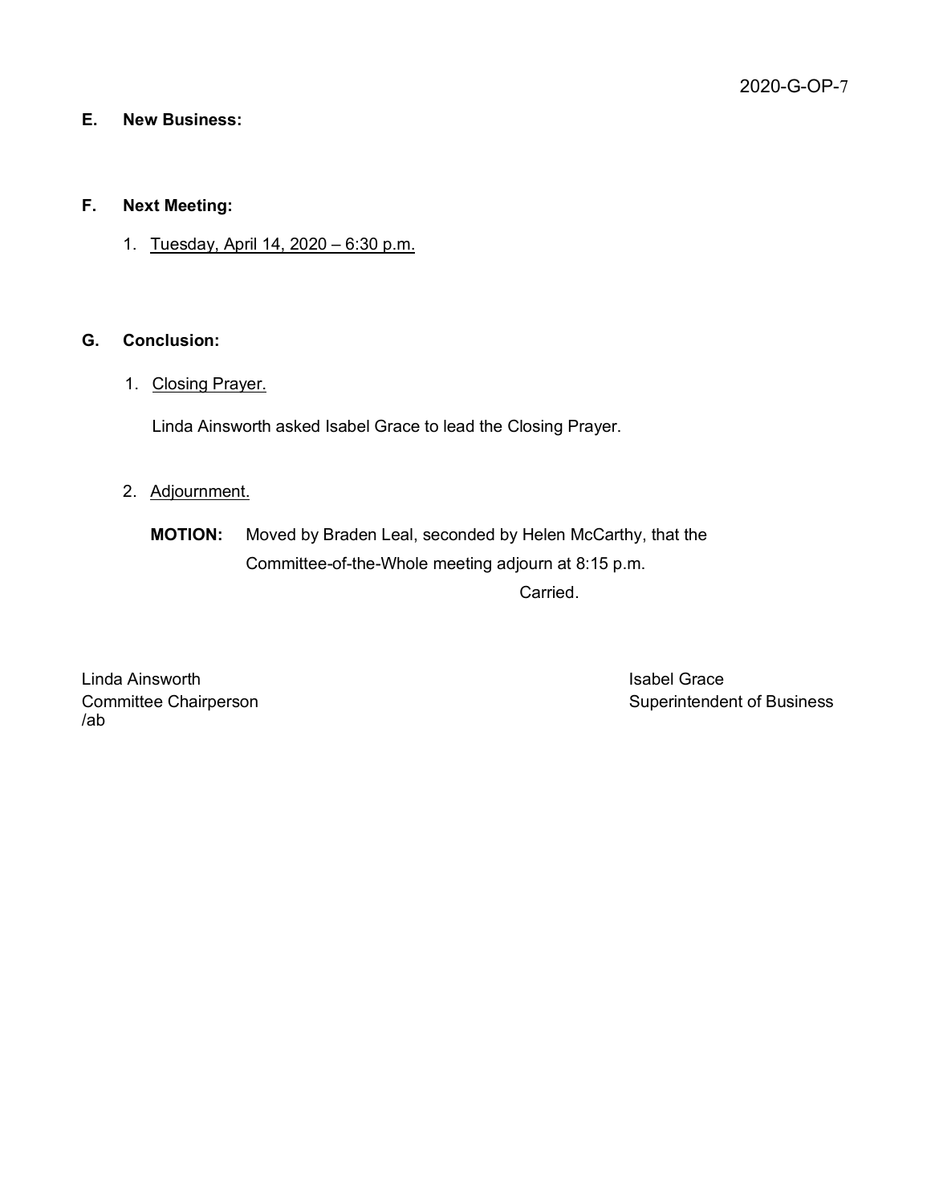## E. New Business:

## F. Next Meeting:

1. Tuesday, April 14, 2020 – 6:30 p.m.

## G. Conclusion:

1. Closing Prayer.

   Linda Ainsworth asked Isabel Grace to lead the Closing Prayer.

2. Adjournment.

   **MOTION:** Moved by Braden Leal, seconded by Helen McCarthy, that the Committee-of-the-Whole meeting adjourn at 8:15 p.m.

   Carried.

Linda Ainsworth
Committee Chairperson
/ab

Isabel Grace
Superintendent of Business